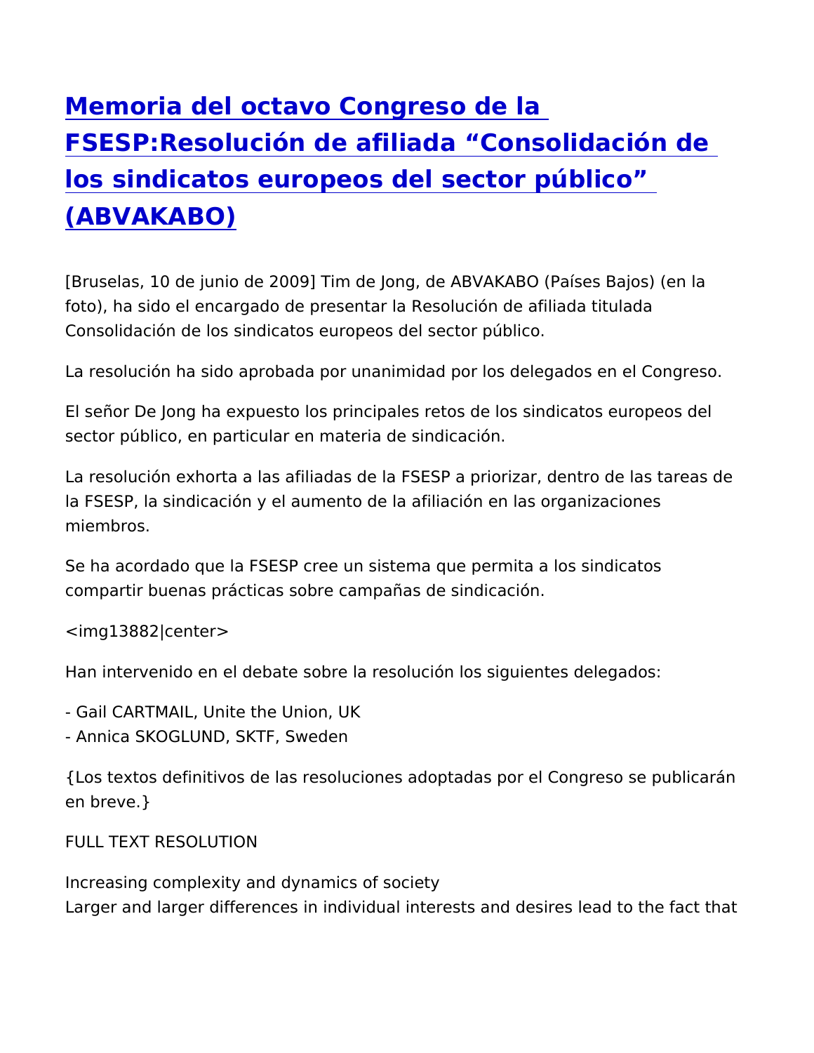# Memoria del octavo Congreso de la FSESP:Resolución de afiliada "Consolidación de los sindicatos europeos del sector público" (ABVAKABO)

[Bruselas, 10 de junio de 2009] Tim de Jong, de ABVAKABO (Países Bajos) (en la foto), ha sido el encargado de presentar la Resolución de afiliada titulada Consolidación de los sindicatos europeos del sector público.

La resolución ha sido aprobada por unanimidad por los delegados en el Congreso.

El señor De Jong ha expuesto los principales retos de los sindicatos europeos del sector público, en particular en materia de sindicación.

La resolución exhorta a las afiliadas de la FSESP a priorizar, dentro de las tareas de la FSESP, la sindicación y el aumento de la afiliación en las organizaciones miembros.

Se ha acordado que la FSESP cree un sistema que permita a los sindicatos compartir buenas prácticas sobre campañas de sindicación.

<img13882|center>

Han intervenido en el debate sobre la resolución los siguientes delegados:

- Gail CARTMAIL, Unite the Union, UK
- Annica SKOGLUND, SKTF, Sweden

{Los textos definitivos de las resoluciones adoptadas por el Congreso se publicarán en breve.}

FULL TEXT RESOLUTION

Increasing complexity and dynamics of society
Larger and larger differences in individual interests and desires lead to the fact that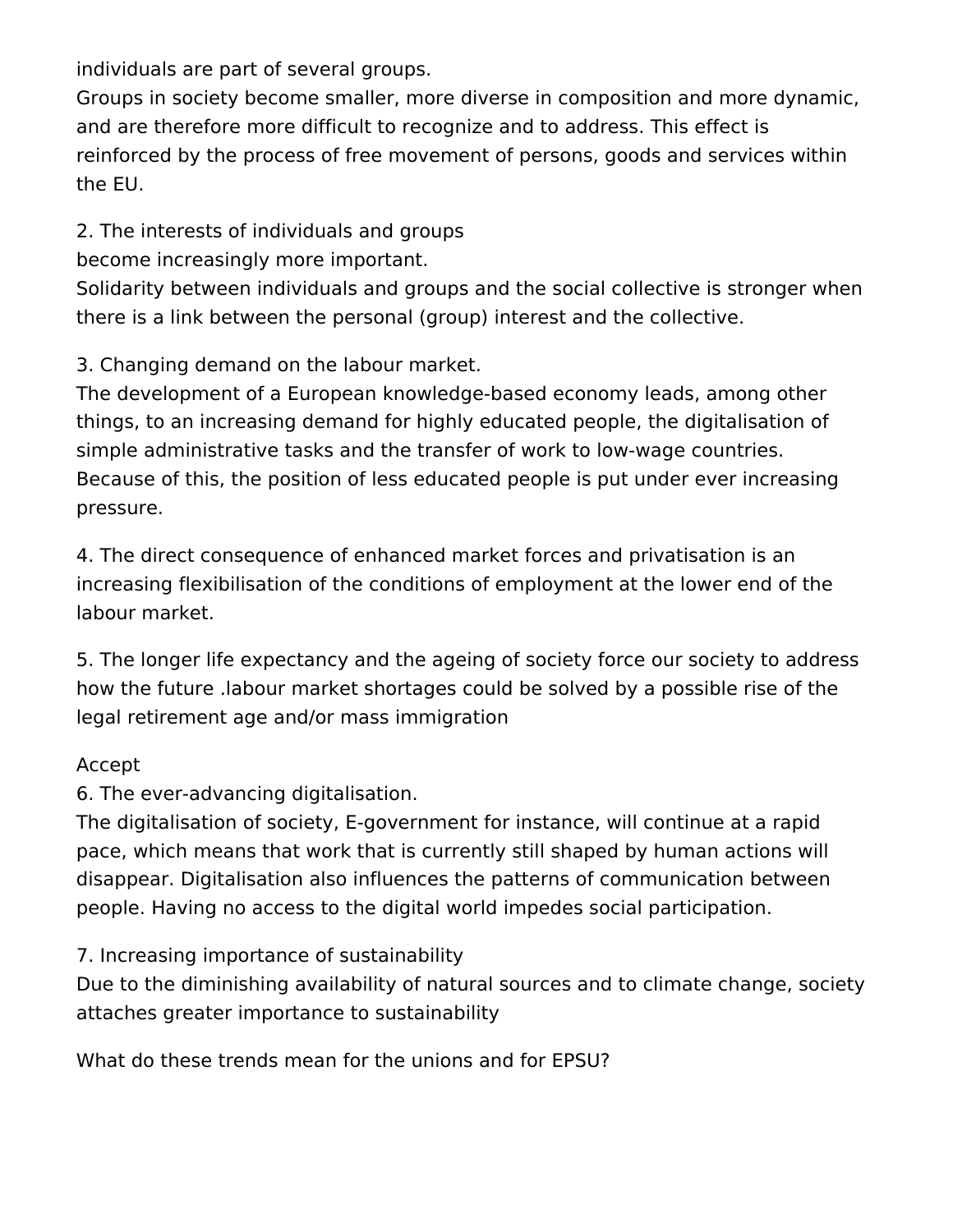individuals are part of several groups.
Groups in society become smaller, more diverse in composition and more dynamic, and are therefore more difficult to recognize and to address. This effect is reinforced by the process of free movement of persons, goods and services within the EU.

2. The interests of individuals and groups
become increasingly more important.
Solidarity between individuals and groups and the social collective is stronger when there is a link between the personal (group) interest and the collective.

3. Changing demand on the labour market.
The development of a European knowledge-based economy leads, among other things, to an increasing demand for highly educated people, the digitalisation of simple administrative tasks and the transfer of work to low-wage countries. Because of this, the position of less educated people is put under ever increasing pressure.

4. The direct consequence of enhanced market forces and privatisation is an increasing flexibilisation of the conditions of employment at the lower end of the labour market.

5. The longer life expectancy and the ageing of society force our society to address how the future .labour market shortages could be solved by a possible rise of the legal retirement age and/or mass immigration

Accept
6. The ever-advancing digitalisation.
The digitalisation of society, E-government for instance, will continue at a rapid pace, which means that work that is currently still shaped by human actions will disappear. Digitalisation also influences the patterns of communication between people. Having no access to the digital world impedes social participation.

7. Increasing importance of sustainability
Due to the diminishing availability of natural sources and to climate change, society attaches greater importance to sustainability

What do these trends mean for the unions and for EPSU?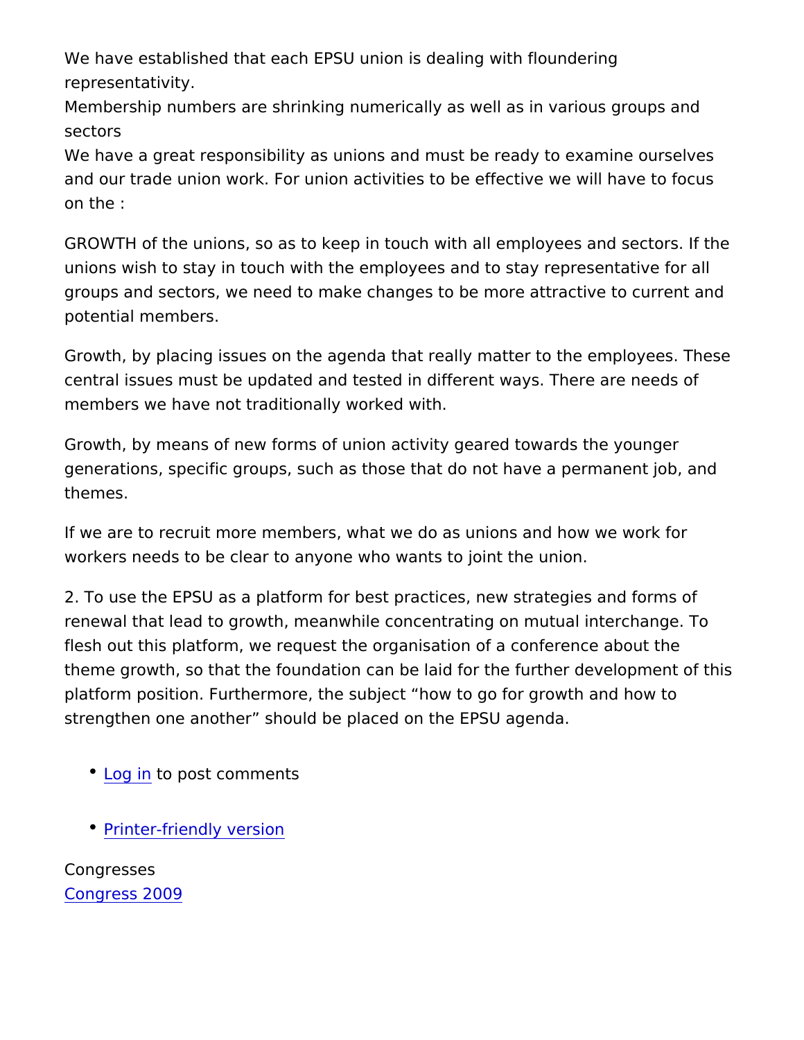We have established that each EPSU union is dealing with floundering representativity.

Membership numbers are shrinking numerically as well as in various groups and sectors

We have a great responsibility as unions and must be ready to examine ourselves and our trade union work. For union activities to be effective we will have to focus on the :

GROWTH of the unions, so as to keep in touch with all employees and sectors. If the unions wish to stay in touch with the employees and to stay representative for all groups and sectors, we need to make changes to be more attractive to current and potential members.

Growth, by placing issues on the agenda that really matter to the employees. These central issues must be updated and tested in different ways. There are needs of members we have not traditionally worked with.

Growth, by means of new forms of union activity geared towards the younger generations, specific groups, such as those that do not have a permanent job, and themes.

If we are to recruit more members, what we do as unions and how we work for workers needs to be clear to anyone who wants to joint the union.

2. To use the EPSU as a platform for best practices, new strategies and forms of renewal that lead to growth, meanwhile concentrating on mutual interchange. To flesh out this platform, we request the organisation of a conference about the theme growth, so that the foundation can be laid for the further development of this platform position. Furthermore, the subject "how to go for growth and how to strengthen one another" should be placed on the EPSU agenda.

- Log in to post comments
- Printer-friendly version

Congresses
Congress 2009